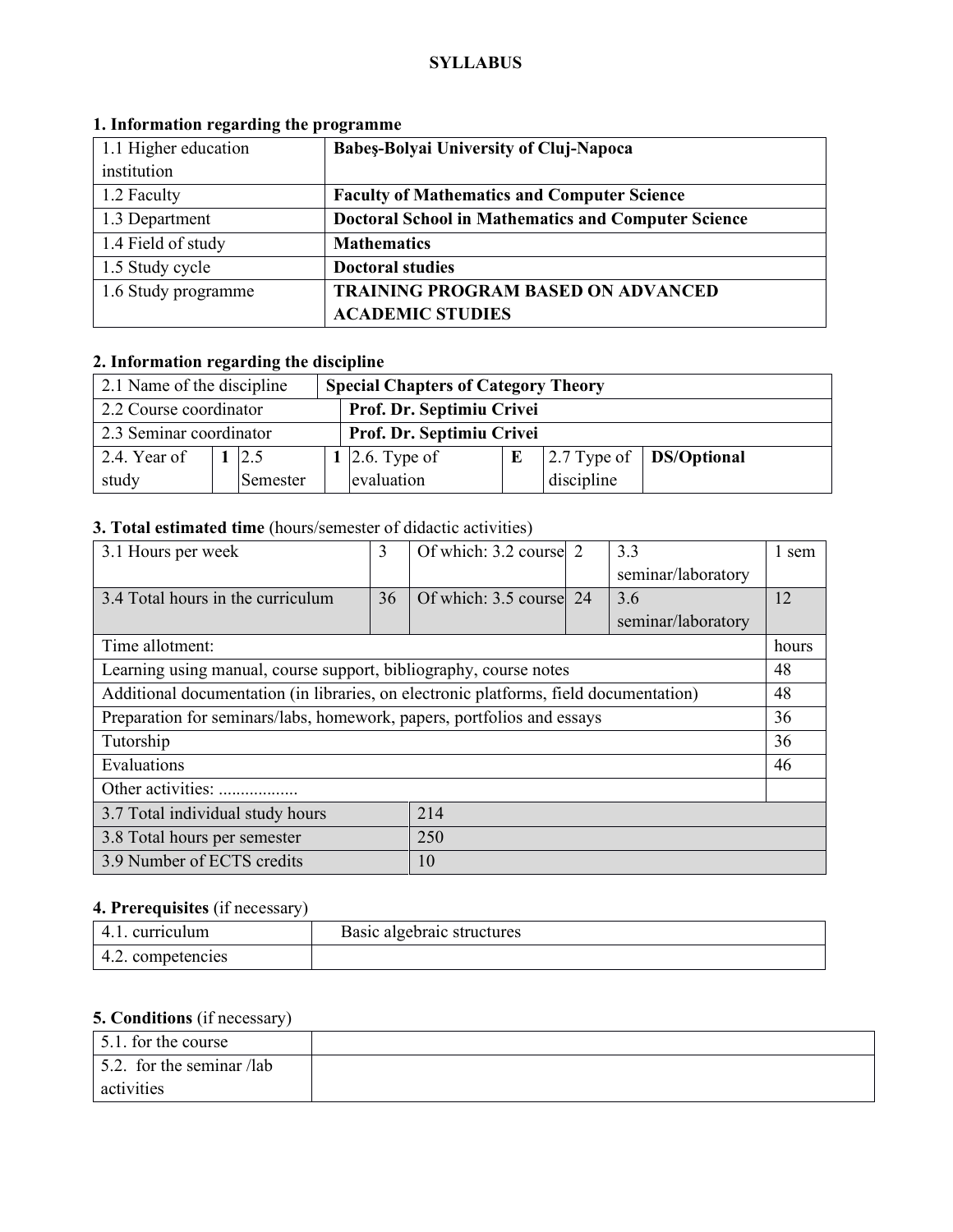**SYLLABUS**

## 1. Information regarding the programme

| | |
|---|---|
| 1.1 Higher education institution | **Babeş-Bolyai University of Cluj-Napoca** |
| 1.2 Faculty | **Faculty of Mathematics and Computer Science** |
| 1.3 Department | **Doctoral School in Mathematics and Computer Science** |
| 1.4 Field of study | **Mathematics** |
| 1.5 Study cycle | **Doctoral studies** |
| 1.6 Study programme | **TRAINING PROGRAM BASED ON ADVANCED ACADEMIC STUDIES** |

## 2. Information regarding the discipline

| | | | | | | | |
|---|---|---|---|---|---|---|---|
| 2.1 Name of the discipline | **Special Chapters of Category Theory** | | | | | | |
| 2.2 Course coordinator | **Prof. Dr. Septimiu Crivei** | | | | | | |
| 2.3 Seminar coordinator | **Prof. Dr. Septimiu Crivei** | | | | | | |
| 2.4. Year of study | **1** | 2.5 Semester | **1** | 2.6. Type of evaluation | **E** | 2.7 Type of discipline | **DS/Optional** |

## 3. Total estimated time (hours/semester of didactic activities)

| | | | | | |
|---|---|---|---|---|---|
| 3.1 Hours per week | 3 | Of which: 3.2 course | 2 | 3.3 seminar/laboratory | 1 sem |
| 3.4 Total hours in the curriculum | 36 | Of which: 3.5 course | 24 | 3.6 seminar/laboratory | 12 |

| Time allotment: | hours |
|---|---|
| Learning using manual, course support, bibliography, course notes | 48 |
| Additional documentation (in libraries, on electronic platforms, field documentation) | 48 |
| Preparation for seminars/labs, homework, papers, portfolios and essays | 36 |
| Tutorship | 36 |
| Evaluations | 46 |
| Other activities: .................. | |

| | |
|---|---|
| 3.7 Total individual study hours | 214 |
| 3.8 Total hours per semester | 250 |
| 3.9 Number of ECTS credits | 10 |

## 4. Prerequisites (if necessary)

| | |
|---|---|
| 4.1. curriculum | Basic algebraic structures |
| 4.2. competencies | |

## 5. Conditions (if necessary)

| | |
|---|---|
| 5.1. for the course | |
| 5.2. for the seminar /lab activities | |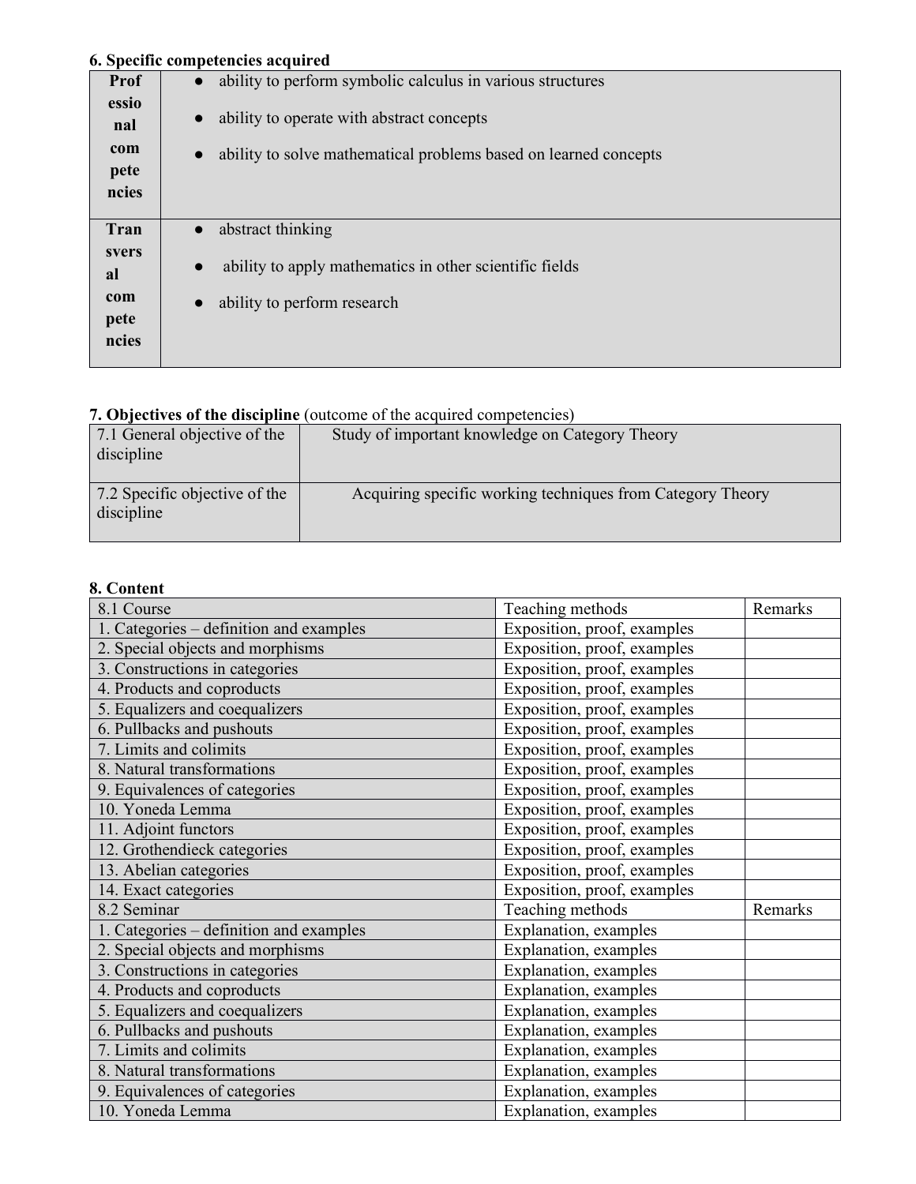**6. Specific competencies acquired**

| | |
|---|---|
| **Professional competencies** | • ability to perform symbolic calculus in various structures<br>• ability to operate with abstract concepts<br>• ability to solve mathematical problems based on learned concepts |
| **Transversal competencies** | • abstract thinking<br>• ability to apply mathematics in other scientific fields<br>• ability to perform research |

**7. Objectives of the discipline** (outcome of the acquired competencies)

| | |
|---|---|
| 7.1 General objective of the discipline | Study of important knowledge on Category Theory |
| 7.2 Specific objective of the discipline | Acquiring specific working techniques from Category Theory |

**8. Content**

| 8.1 Course | Teaching methods | Remarks |
|---|---|---|
| 1. Categories – definition and examples | Exposition, proof, examples | |
| 2. Special objects and morphisms | Exposition, proof, examples | |
| 3. Constructions in categories | Exposition, proof, examples | |
| 4. Products and coproducts | Exposition, proof, examples | |
| 5. Equalizers and coequalizers | Exposition, proof, examples | |
| 6. Pullbacks and pushouts | Exposition, proof, examples | |
| 7. Limits and colimits | Exposition, proof, examples | |
| 8. Natural transformations | Exposition, proof, examples | |
| 9. Equivalences of categories | Exposition, proof, examples | |
| 10. Yoneda Lemma | Exposition, proof, examples | |
| 11. Adjoint functors | Exposition, proof, examples | |
| 12. Grothendieck categories | Exposition, proof, examples | |
| 13. Abelian categories | Exposition, proof, examples | |
| 14. Exact categories | Exposition, proof, examples | |
| 8.2 Seminar | Teaching methods | Remarks |
| 1. Categories – definition and examples | Explanation, examples | |
| 2. Special objects and morphisms | Explanation, examples | |
| 3. Constructions in categories | Explanation, examples | |
| 4. Products and coproducts | Explanation, examples | |
| 5. Equalizers and coequalizers | Explanation, examples | |
| 6. Pullbacks and pushouts | Explanation, examples | |
| 7. Limits and colimits | Explanation, examples | |
| 8. Natural transformations | Explanation, examples | |
| 9. Equivalences of categories | Explanation, examples | |
| 10. Yoneda Lemma | Explanation, examples | |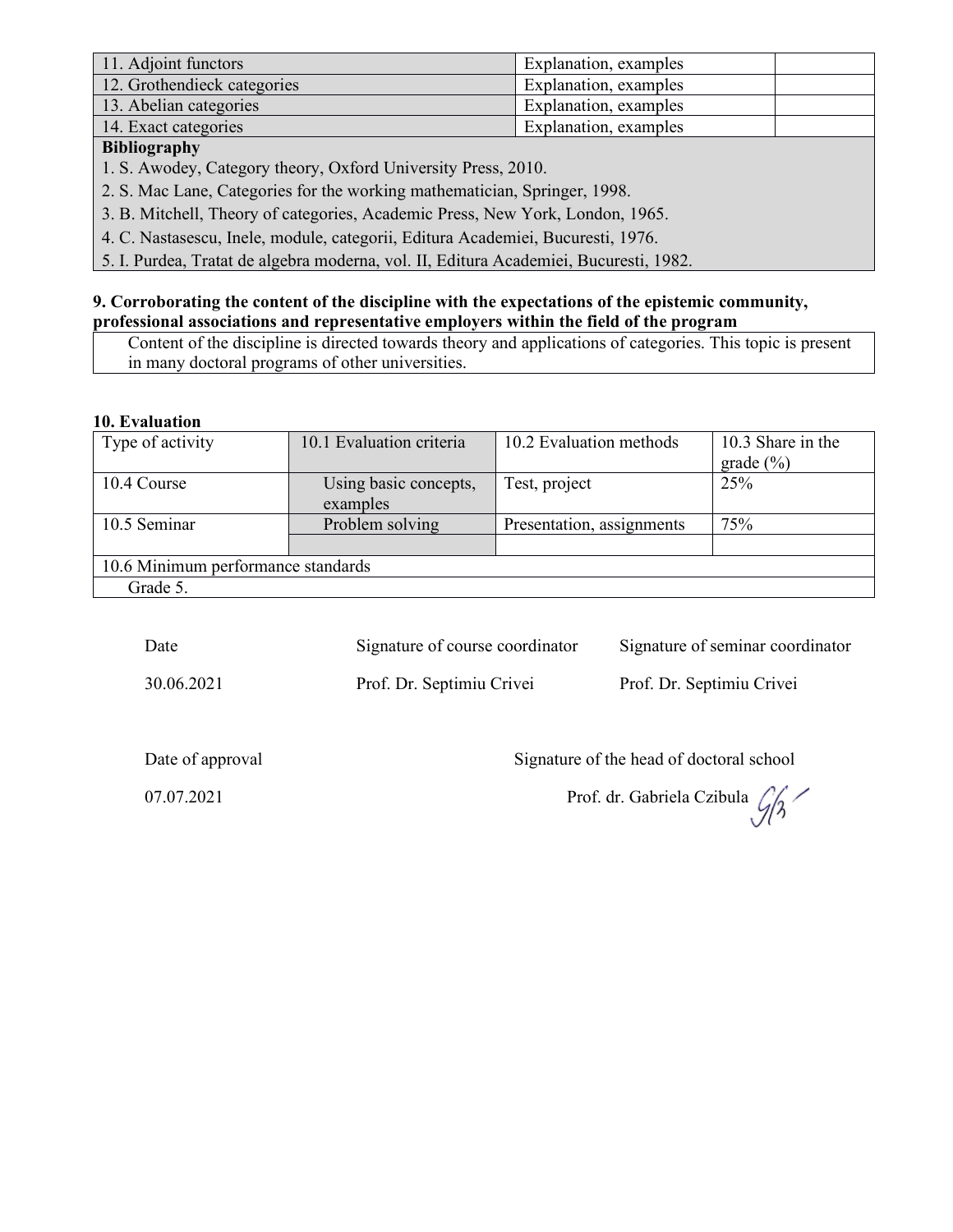| | | |
|---|---|---|
| 11. Adjoint functors | Explanation, examples | |
| 12. Grothendieck categories | Explanation, examples | |
| 13. Abelian categories | Explanation, examples | |
| 14. Exact categories | Explanation, examples | |

**Bibliography**

1. S. Awodey, Category theory, Oxford University Press, 2010.
2. S. Mac Lane, Categories for the working mathematician, Springer, 1998.
3. B. Mitchell, Theory of categories, Academic Press, New York, London, 1965.
4. C. Nastasescu, Inele, module, categorii, Editura Academiei, Bucuresti, 1976.
5. I. Purdea, Tratat de algebra moderna, vol. II, Editura Academiei, Bucuresti, 1982.

**9. Corroborating the content of the discipline with the expectations of the epistemic community, professional associations and representative employers within the field of the program**

Content of the discipline is directed towards theory and applications of categories. This topic is present in many doctoral programs of other universities.

**10. Evaluation**

| Type of activity | 10.1 Evaluation criteria | 10.2 Evaluation methods | 10.3 Share in the grade (%) |
|---|---|---|---|
| 10.4 Course | Using basic concepts, examples | Test, project | 25% |
| 10.5 Seminar | Problem solving | Presentation, assignments | 75% |
| | | | |
| 10.6 Minimum performance standards | | | |
| Grade 5. | | | |

| Date | Signature of course coordinator | Signature of seminar coordinator |
|---|---|---|
| 30.06.2021 | Prof. Dr. Septimiu Crivei | Prof. Dr. Septimiu Crivei |

| Date of approval | Signature of the head of doctoral school |
|---|---|
| 07.07.2021 | Prof. dr. Gabriela Czibula |